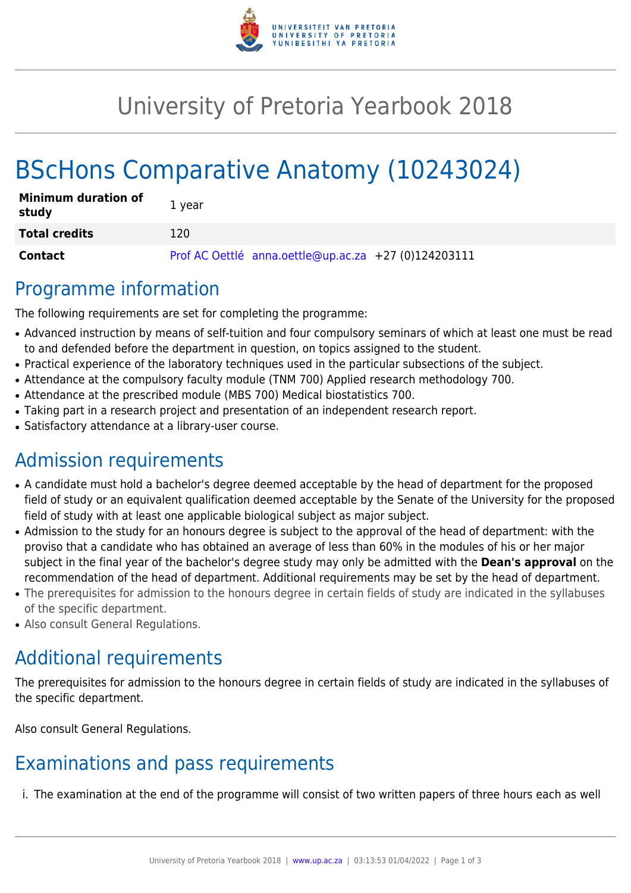# University of Pretoria Yearbook 2018

# BScHons Comparative Anatomy (10243024)

| **Minimum duration of study** | 1 year |
|---|---|
| **Total credits** | 120 |
| **Contact** | Prof AC Oettlé anna.oettle@up.ac.za +27 (0)124203111 |

## Programme information

The following requirements are set for completing the programme:

- Advanced instruction by means of self-tuition and four compulsory seminars of which at least one must be read to and defended before the department in question, on topics assigned to the student.
- Practical experience of the laboratory techniques used in the particular subsections of the subject.
- Attendance at the compulsory faculty module (TNM 700) Applied research methodology 700.
- Attendance at the prescribed module (MBS 700) Medical biostatistics 700.
- Taking part in a research project and presentation of an independent research report.
- Satisfactory attendance at a library-user course.

## Admission requirements

- A candidate must hold a bachelor's degree deemed acceptable by the head of department for the proposed field of study or an equivalent qualification deemed acceptable by the Senate of the University for the proposed field of study with at least one applicable biological subject as major subject.
- Admission to the study for an honours degree is subject to the approval of the head of department: with the proviso that a candidate who has obtained an average of less than 60% in the modules of his or her major subject in the final year of the bachelor's degree study may only be admitted with the **Dean's approval** on the recommendation of the head of department. Additional requirements may be set by the head of department.
- The prerequisites for admission to the honours degree in certain fields of study are indicated in the syllabuses of the specific department.
- Also consult General Regulations.

## Additional requirements

The prerequisites for admission to the honours degree in certain fields of study are indicated in the syllabuses of the specific department.

Also consult General Regulations.

## Examinations and pass requirements

i. The examination at the end of the programme will consist of two written papers of three hours each as well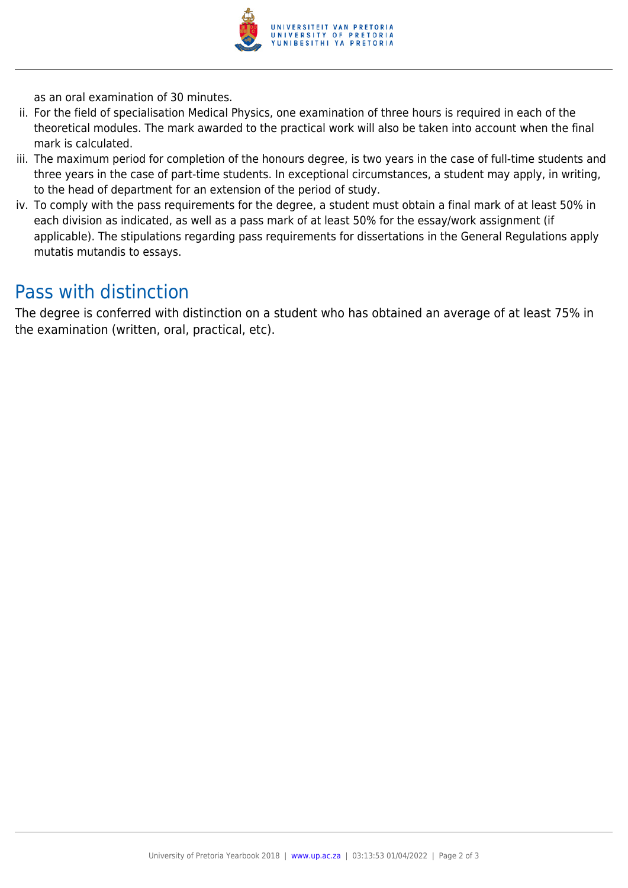as an oral examination of 30 minutes.

ii. For the field of specialisation Medical Physics, one examination of three hours is required in each of the theoretical modules. The mark awarded to the practical work will also be taken into account when the final mark is calculated.
iii. The maximum period for completion of the honours degree, is two years in the case of full-time students and three years in the case of part-time students. In exceptional circumstances, a student may apply, in writing, to the head of department for an extension of the period of study.
iv. To comply with the pass requirements for the degree, a student must obtain a final mark of at least 50% in each division as indicated, as well as a pass mark of at least 50% for the essay/work assignment (if applicable). The stipulations regarding pass requirements for dissertations in the General Regulations apply mutatis mutandis to essays.

## Pass with distinction

The degree is conferred with distinction on a student who has obtained an average of at least 75% in the examination (written, oral, practical, etc).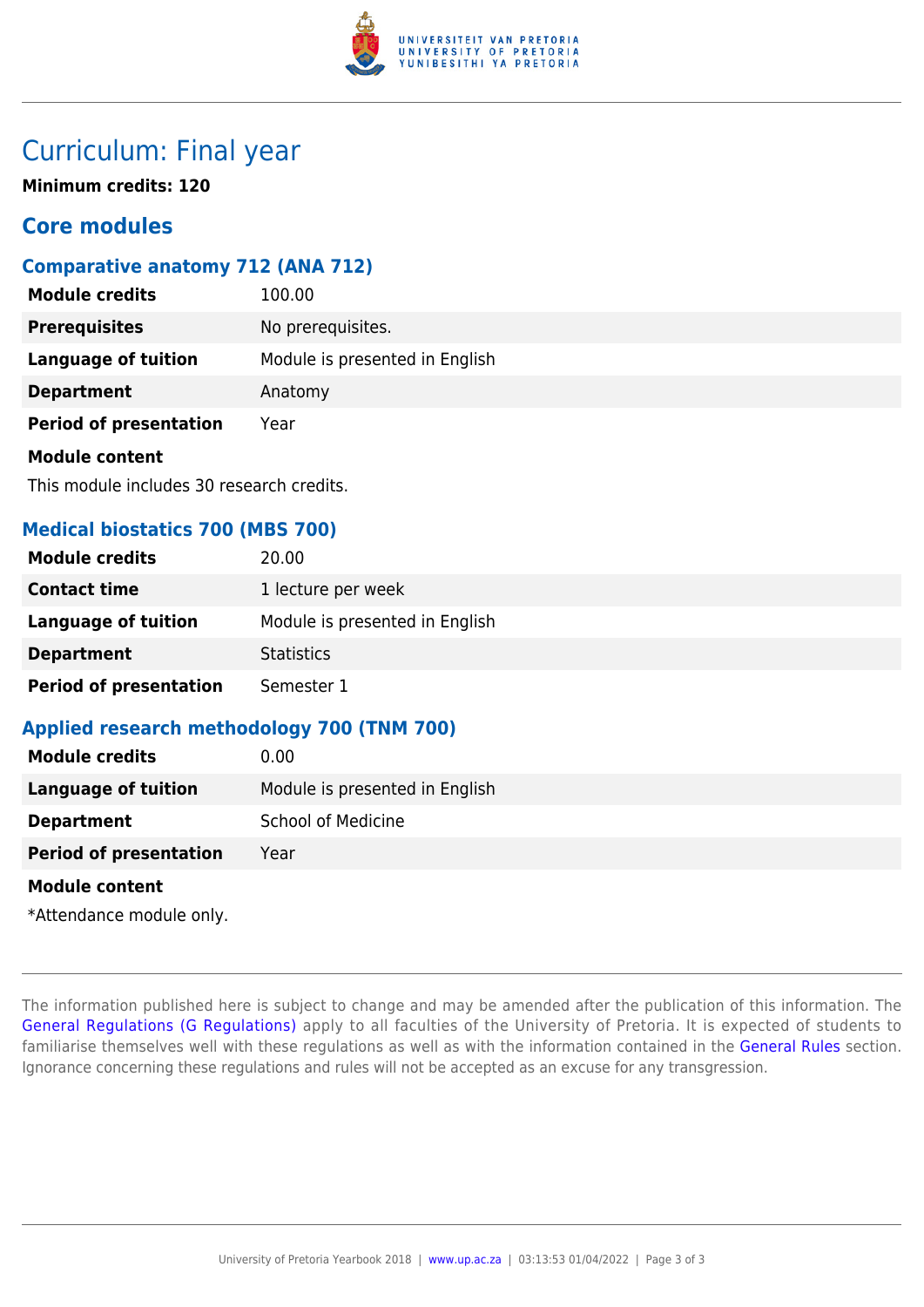# Curriculum: Final year

**Minimum credits: 120**

## Core modules

### Comparative anatomy 712 (ANA 712)

| | |
|---|---|
| **Module credits** | 100.00 |
| **Prerequisites** | No prerequisites. |
| **Language of tuition** | Module is presented in English |
| **Department** | Anatomy |
| **Period of presentation** | Year |

**Module content**

This module includes 30 research credits.

### Medical biostatics 700 (MBS 700)

| | |
|---|---|
| **Module credits** | 20.00 |
| **Contact time** | 1 lecture per week |
| **Language of tuition** | Module is presented in English |
| **Department** | Statistics |
| **Period of presentation** | Semester 1 |

### Applied research methodology 700 (TNM 700)

| | |
|---|---|
| **Module credits** | 0.00 |
| **Language of tuition** | Module is presented in English |
| **Department** | School of Medicine |
| **Period of presentation** | Year |

**Module content**

*Attendance module only.

The information published here is subject to change and may be amended after the publication of this information. The General Regulations (G Regulations) apply to all faculties of the University of Pretoria. It is expected of students to familiarise themselves well with these regulations as well as with the information contained in the General Rules section. Ignorance concerning these regulations and rules will not be accepted as an excuse for any transgression.